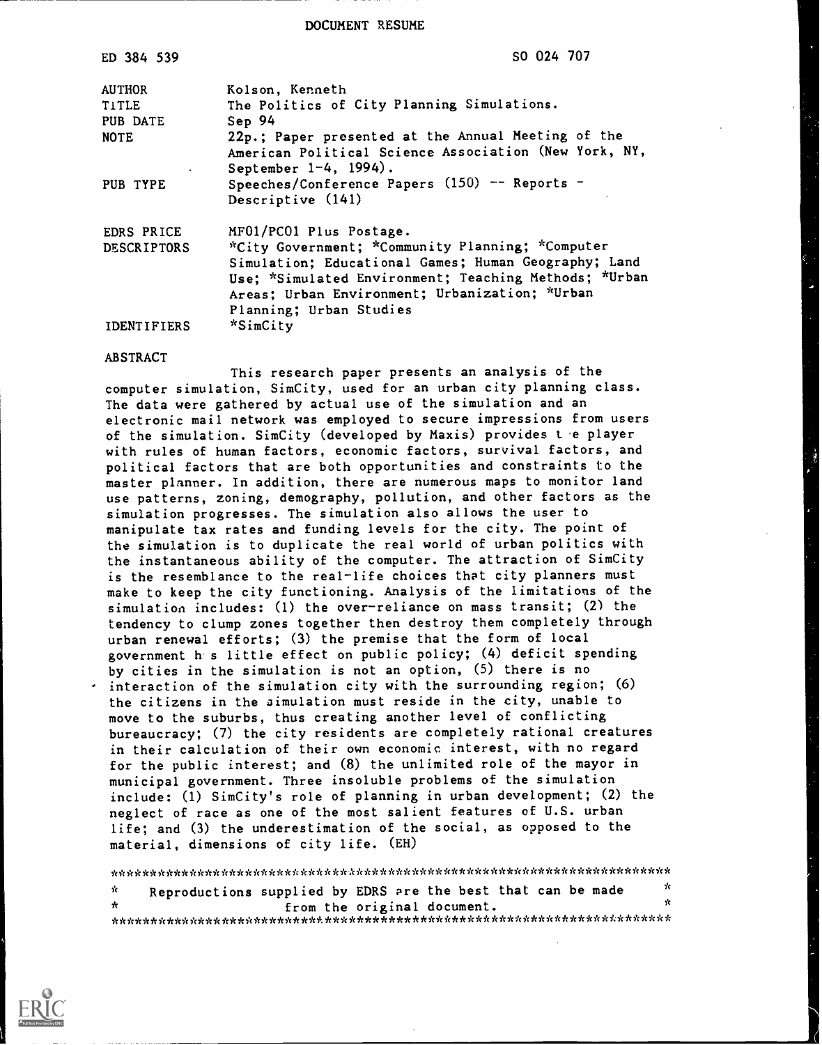DOCUMENT RESUME

| | |
|---|---|
| ED 384 539 | SO 024 707 |
| AUTHOR | Kolson, Kenneth |
| TITLE | The Politics of City Planning Simulations. |
| PUB DATE | Sep 94 |
| NOTE | 22p.; Paper presented at the Annual Meeting of the American Political Science Association (New York, NY, September 1-4, 1994). |
| PUB TYPE | Speeches/Conference Papers (150) -- Reports - Descriptive (141) |
| EDRS PRICE | MF01/PC01 Plus Postage. |
| DESCRIPTORS | *City Government; *Community Planning; *Computer Simulation; Educational Games; Human Geography; Land Use; *Simulated Environment; Teaching Methods; *Urban Areas; Urban Environment; Urbanization; *Urban Planning; Urban Studies |
| IDENTIFIERS | *SimCity |

ABSTRACT

This research paper presents an analysis of the computer simulation, SimCity, used for an urban city planning class. The data were gathered by actual use of the simulation and an electronic mail network was employed to secure impressions from users of the simulation. SimCity (developed by Maxis) provides the player with rules of human factors, economic factors, survival factors, and political factors that are both opportunities and constraints to the master planner. In addition, there are numerous maps to monitor land use patterns, zoning, demography, pollution, and other factors as the simulation progresses. The simulation also allows the user to manipulate tax rates and funding levels for the city. The point of the simulation is to duplicate the real world of urban politics with the instantaneous ability of the computer. The attraction of SimCity is the resemblance to the real-life choices that city planners must make to keep the city functioning. Analysis of the limitations of the simulation includes: (1) the over-reliance on mass transit; (2) the tendency to clump zones together then destroy them completely through urban renewal efforts; (3) the premise that the form of local government has little effect on public policy; (4) deficit spending by cities in the simulation is not an option, (5) there is no interaction of the simulation city with the surrounding region; (6) the citizens in the simulation must reside in the city, unable to move to the suburbs, thus creating another level of conflicting bureaucracy; (7) the city residents are completely rational creatures in their calculation of their own economic interest, with no regard for the public interest; and (8) the unlimited role of the mayor in municipal government. Three insoluble problems of the simulation include: (1) SimCity's role of planning in urban development; (2) the neglect of race as one of the most salient features of U.S. urban life; and (3) the underestimation of the social, as opposed to the material, dimensions of city life. (EH)

***********************************************************************
* Reproductions supplied by EDRS are the best that can be made *
* from the original document. *
***********************************************************************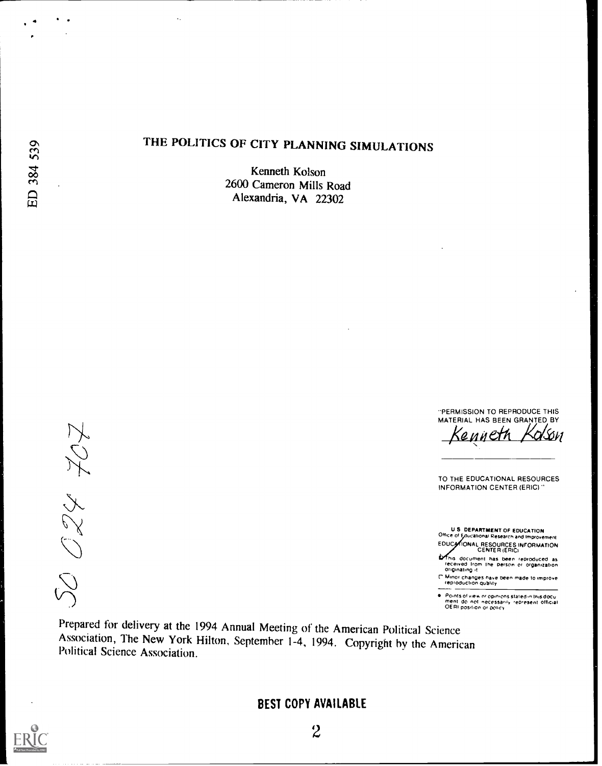ED 384 539

# THE POLITICS OF CITY PLANNING SIMULATIONS

Kenneth Kolson
2600 Cameron Mills Road
Alexandria, VA 22302

SO 024 707

"PERMISSION TO REPRODUCE THIS MATERIAL HAS BEEN GRANTED BY
Kenneth Kolson

TO THE EDUCATIONAL RESOURCES INFORMATION CENTER (ERIC)"

U.S. DEPARTMENT OF EDUCATION
Office of Educational Research and Improvement
EDUCATIONAL RESOURCES INFORMATION CENTER (ERIC)

This document has been reproduced as received from the person or organization originating it.

Minor changes have been made to improve reproduction quality.

Points of view or opinions stated in this document do not necessarily represent official OERI position or policy.

Prepared for delivery at the 1994 Annual Meeting of the American Political Science Association, The New York Hilton, September 1-4, 1994. Copyright by the American Political Science Association.

BEST COPY AVAILABLE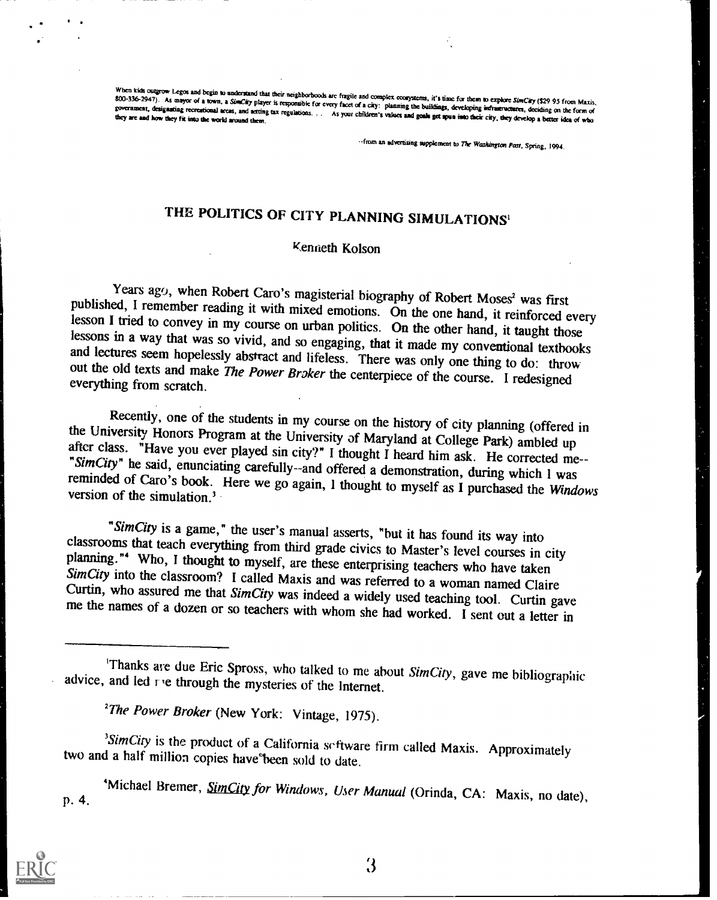When kids outgrow Legos and begin to understand that their neighborhoods are fragile and complex ecosystems, it's time for them to explore *SimCity* ($29.95 from Maxis, 800-336-2947). As mayor of a town, a *SimCity* player is responsible for every facet of a city: planning the buildings, developing infrastructures, deciding on the form of government, designating recreational areas, and setting tax regulations. . . As your children's values and goals get spun into their city, they develop a better idea of who they are and how they fit into the world around them.

--from an advertising supplement to *The Washington Post*, Spring, 1994.

# THE POLITICS OF CITY PLANNING SIMULATIONS[1]

Kenneth Kolson

Years ago, when Robert Caro's magisterial biography of Robert Moses[2] was first published, I remember reading it with mixed emotions. On the one hand, it reinforced every lesson I tried to convey in my course on urban politics. On the other hand, it taught those lessons in a way that was so vivid, and so engaging, that it made my conventional textbooks and lectures seem hopelessly abstract and lifeless. There was only one thing to do: throw out the old texts and make *The Power Broker* the centerpiece of the course. I redesigned everything from scratch.

Recently, one of the students in my course on the history of city planning (offered in the University Honors Program at the University of Maryland at College Park) ambled up after class. "Have you ever played sin city?" I thought I heard him ask. He corrected me--"*SimCity*" he said, enunciating carefully--and offered a demonstration, during which I was reminded of Caro's book. Here we go again, I thought to myself as I purchased the *Windows* version of the simulation.[3]

"*SimCity* is a game," the user's manual asserts, "but it has found its way into classrooms that teach everything from third grade civics to Master's level courses in city planning."[4] Who, I thought to myself, are these enterprising teachers who have taken *SimCity* into the classroom? I called Maxis and was referred to a woman named Claire Curtin, who assured me that *SimCity* was indeed a widely used teaching tool. Curtin gave me the names of a dozen or so teachers with whom she had worked. I sent out a letter in

---

[1]Thanks are due Eric Spross, who talked to me about *SimCity*, gave me bibliographic advice, and led me through the mysteries of the Internet.

[2]*The Power Broker* (New York: Vintage, 1975).

[3]*SimCity* is the product of a California software firm called Maxis. Approximately two and a half million copies have been sold to date.

[4]Michael Bremer, *SimCity for Windows, User Manual* (Orinda, CA: Maxis, no date), p. 4.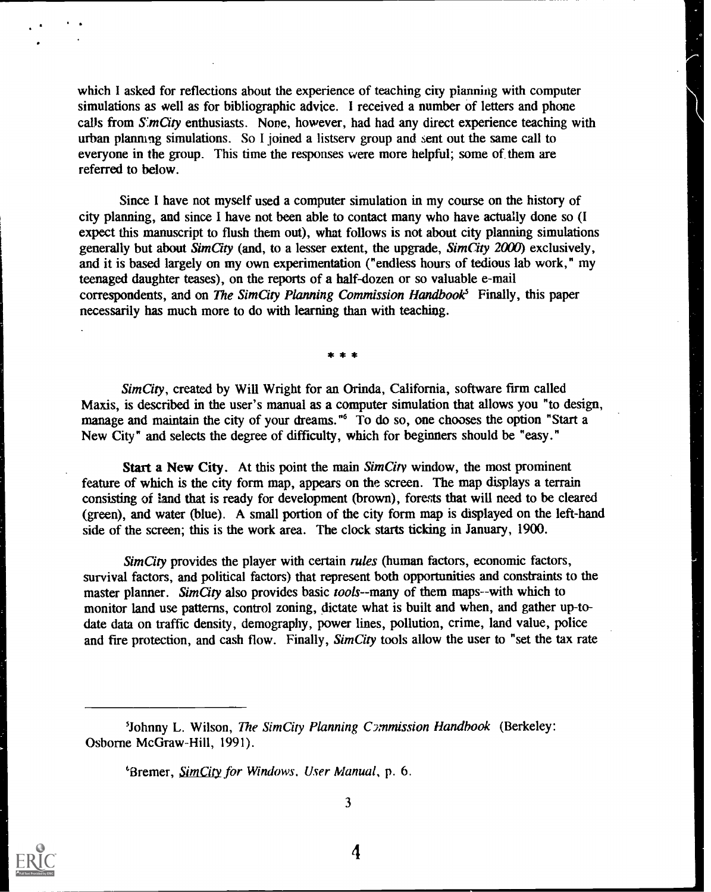which I asked for reflections about the experience of teaching city planning with computer simulations as well as for bibliographic advice. I received a number of letters and phone calls from *SimCity* enthusiasts. None, however, had had any direct experience teaching with urban planning simulations. So I joined a listserv group and sent out the same call to everyone in the group. This time the responses were more helpful; some of them are referred to below.

Since I have not myself used a computer simulation in my course on the history of city planning, and since I have not been able to contact many who have actually done so (I expect this manuscript to flush them out), what follows is not about city planning simulations generally but about *SimCity* (and, to a lesser extent, the upgrade, *SimCity 2000*) exclusively, and it is based largely on my own experimentation ("endless hours of tedious lab work," my teenaged daughter teases), on the reports of a half-dozen or so valuable e-mail correspondents, and on *The SimCity Planning Commission Handbook*[5] Finally, this paper necessarily has much more to do with learning than with teaching.

\* \* \*

*SimCity*, created by Will Wright for an Orinda, California, software firm called Maxis, is described in the user's manual as a computer simulation that allows you "to design, manage and maintain the city of your dreams."[6] To do so, one chooses the option "Start a New City" and selects the degree of difficulty, which for beginners should be "easy."

**Start a New City.** At this point the main *SimCity* window, the most prominent feature of which is the city form map, appears on the screen. The map displays a terrain consisting of land that is ready for development (brown), forests that will need to be cleared (green), and water (blue). A small portion of the city form map is displayed on the left-hand side of the screen; this is the work area. The clock starts ticking in January, 1900.

*SimCity* provides the player with certain *rules* (human factors, economic factors, survival factors, and political factors) that represent both opportunities and constraints to the master planner. *SimCity* also provides basic *tools*--many of them maps--with which to monitor land use patterns, control zoning, dictate what is built and when, and gather up-to-date data on traffic density, demography, power lines, pollution, crime, land value, police and fire protection, and cash flow. Finally, *SimCity* tools allow the user to "set the tax rate

---

[5]Johnny L. Wilson, *The SimCity Planning Commission Handbook* (Berkeley: Osborne McGraw-Hill, 1991).

[6]Bremer, *SimCity for Windows. User Manual*, p. 6.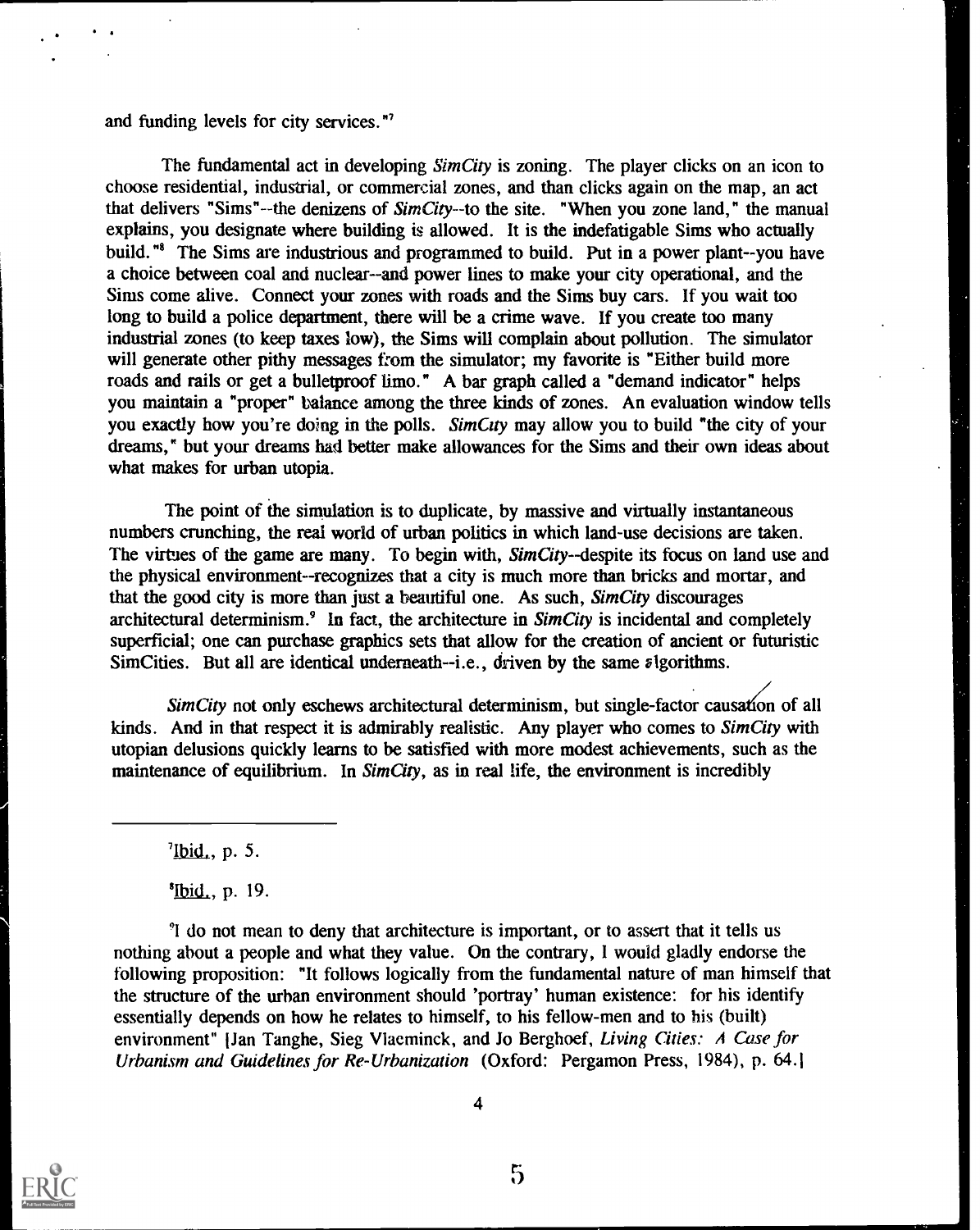and funding levels for city services."[7]

The fundamental act in developing *SimCity* is zoning. The player clicks on an icon to choose residential, industrial, or commercial zones, and than clicks again on the map, an act that delivers "Sims"--the denizens of *SimCity*--to the site. "When you zone land," the manual explains, you designate where building is allowed. It is the indefatigable Sims who actually build."[8] The Sims are industrious and programmed to build. Put in a power plant--you have a choice between coal and nuclear--and power lines to make your city operational, and the Sims come alive. Connect your zones with roads and the Sims buy cars. If you wait too long to build a police department, there will be a crime wave. If you create too many industrial zones (to keep taxes low), the Sims will complain about pollution. The simulator will generate other pithy messages from the simulator; my favorite is "Either build more roads and rails or get a bulletproof limo." A bar graph called a "demand indicator" helps you maintain a "proper" balance among the three kinds of zones. An evaluation window tells you exactly how you're doing in the polls. *SimCity* may allow you to build "the city of your dreams," but your dreams had better make allowances for the Sims and their own ideas about what makes for urban utopia.

The point of the simulation is to duplicate, by massive and virtually instantaneous numbers crunching, the real world of urban politics in which land-use decisions are taken. The virtues of the game are many. To begin with, *SimCity*--despite its focus on land use and the physical environment--recognizes that a city is much more than bricks and mortar, and that the good city is more than just a beautiful one. As such, *SimCity* discourages architectural determinism.[9] In fact, the architecture in *SimCity* is incidental and completely superficial; one can purchase graphics sets that allow for the creation of ancient or futuristic SimCities. But all are identical underneath--i.e., driven by the same algorithms.

*SimCity* not only eschews architectural determinism, but single-factor causation of all kinds. And in that respect it is admirably realistic. Any player who comes to *SimCity* with utopian delusions quickly learns to be satisfied with more modest achievements, such as the maintenance of equilibrium. In *SimCity*, as in real life, the environment is incredibly

---

[7] Ibid., p. 5.

[8] Ibid., p. 19.

[9] I do not mean to deny that architecture is important, or to assert that it tells us nothing about a people and what they value. On the contrary, I would gladly endorse the following proposition: "It follows logically from the fundamental nature of man himself that the structure of the urban environment should 'portray' human existence: for his identify essentially depends on how he relates to himself, to his fellow-men and to his (built) environment" [Jan Tanghe, Sieg Vlaeminck, and Jo Berghoef, *Living Cities: A Case for Urbanism and Guidelines for Re-Urbanization* (Oxford: Pergamon Press, 1984), p. 64.]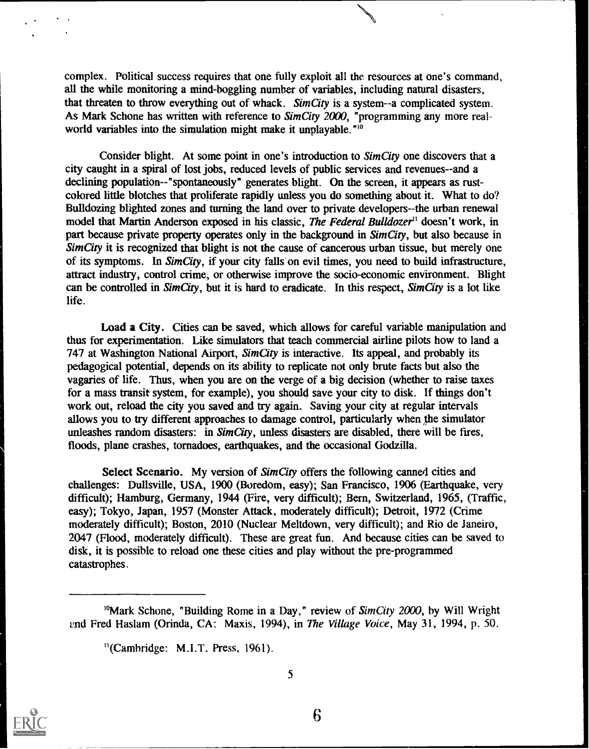complex. Political success requires that one fully exploit all the resources at one's command, all the while monitoring a mind-boggling number of variables, including natural disasters, that threaten to throw everything out of whack. *SimCity* is a system--a complicated system. As Mark Schone has written with reference to *SimCity 2000*, "programming any more real-world variables into the simulation might make it unplayable."[10]

Consider blight. At some point in one's introduction to *SimCity* one discovers that a city caught in a spiral of lost jobs, reduced levels of public services and revenues--and a declining population--"spontaneously" generates blight. On the screen, it appears as rust-colored little blotches that proliferate rapidly unless you do something about it. What to do? Bulldozing blighted zones and turning the land over to private developers--the urban renewal model that Martin Anderson exposed in his classic, *The Federal Bulldozer*[11] doesn't work, in part because private property operates only in the background in *SimCity*, but also because in *SimCity* it is recognized that blight is not the cause of cancerous urban tissue, but merely one of its symptoms. In *SimCity*, if your city falls on evil times, you need to build infrastructure, attract industry, control crime, or otherwise improve the socio-economic environment. Blight can be controlled in *SimCity*, but it is hard to eradicate. In this respect, *SimCity* is a lot like life.

**Load a City.** Cities can be saved, which allows for careful variable manipulation and thus for experimentation. Like simulators that teach commercial airline pilots how to land a 747 at Washington National Airport, *SimCity* is interactive. Its appeal, and probably its pedagogical potential, depends on its ability to replicate not only brute facts but also the vagaries of life. Thus, when you are on the verge of a big decision (whether to raise taxes for a mass transit system, for example), you should save your city to disk. If things don't work out, reload the city you saved and try again. Saving your city at regular intervals allows you to try different approaches to damage control, particularly when the simulator unleashes random disasters: in *SimCity*, unless disasters are disabled, there will be fires, floods, plane crashes, tornadoes, earthquakes, and the occasional Godzilla.

**Select Scenario.** My version of *SimCity* offers the following canned cities and challenges: Dullsville, USA, 1900 (Boredom, easy); San Francisco, 1906 (Earthquake, very difficult); Hamburg, Germany, 1944 (Fire, very difficult); Bern, Switzerland, 1965, (Traffic, easy); Tokyo, Japan, 1957 (Monster Attack, moderately difficult); Detroit, 1972 (Crime moderately difficult); Boston, 2010 (Nuclear Meltdown, very difficult); and Rio de Janeiro, 2047 (Flood, moderately difficult). These are great fun. And because cities can be saved to disk, it is possible to reload one these cities and play without the pre-programmed catastrophes.

---

[10]Mark Schone, "Building Rome in a Day," review of *SimCity 2000*, by Will Wright and Fred Haslam (Orinda, CA: Maxis, 1994), in *The Village Voice*, May 31, 1994, p. 50.

[11](Cambridge: M.I.T. Press, 1961).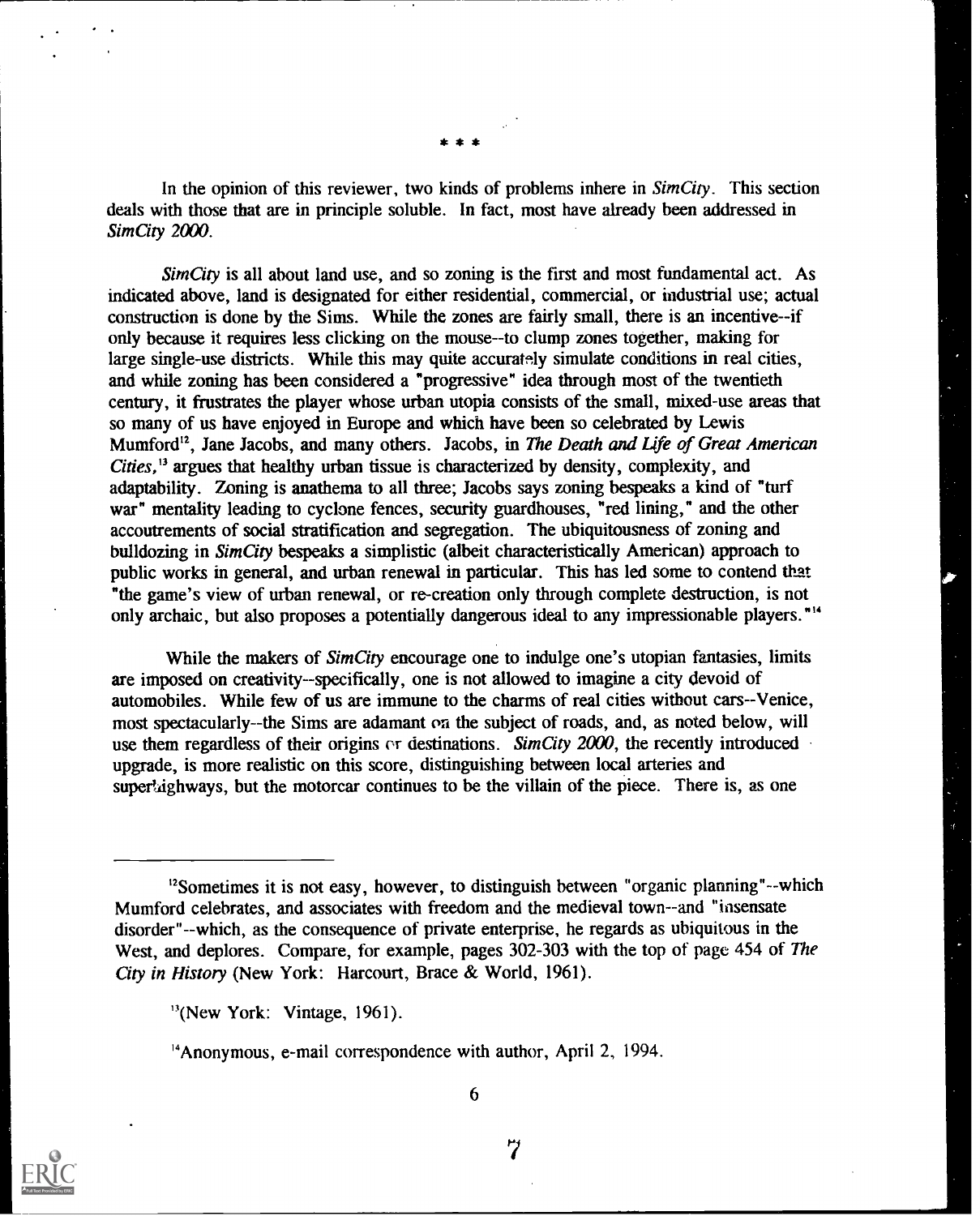\* \* \*

In the opinion of this reviewer, two kinds of problems inhere in *SimCity*. This section deals with those that are in principle soluble. In fact, most have already been addressed in *SimCity 2000*.

*SimCity* is all about land use, and so zoning is the first and most fundamental act. As indicated above, land is designated for either residential, commercial, or industrial use; actual construction is done by the Sims. While the zones are fairly small, there is an incentive--if only because it requires less clicking on the mouse--to clump zones together, making for large single-use districts. While this may quite accurately simulate conditions in real cities, and while zoning has been considered a "progressive" idea through most of the twentieth century, it frustrates the player whose urban utopia consists of the small, mixed-use areas that so many of us have enjoyed in Europe and which have been so celebrated by Lewis Mumford[12], Jane Jacobs, and many others. Jacobs, in *The Death and Life of Great American Cities*,[13] argues that healthy urban tissue is characterized by density, complexity, and adaptability. Zoning is anathema to all three; Jacobs says zoning bespeaks a kind of "turf war" mentality leading to cyclone fences, security guardhouses, "red lining," and the other accoutrements of social stratification and segregation. The ubiquitousness of zoning and bulldozing in *SimCity* bespeaks a simplistic (albeit characteristically American) approach to public works in general, and urban renewal in particular. This has led some to contend that "the game's view of urban renewal, or re-creation only through complete destruction, is not only archaic, but also proposes a potentially dangerous ideal to any impressionable players."[14]

While the makers of *SimCity* encourage one to indulge one's utopian fantasies, limits are imposed on creativity--specifically, one is not allowed to imagine a city devoid of automobiles. While few of us are immune to the charms of real cities without cars--Venice, most spectacularly--the Sims are adamant on the subject of roads, and, as noted below, will use them regardless of their origins or destinations. *SimCity 2000*, the recently introduced upgrade, is more realistic on this score, distinguishing between local arteries and superhighways, but the motorcar continues to be the villain of the piece. There is, as one

---

[12]Sometimes it is not easy, however, to distinguish between "organic planning"--which Mumford celebrates, and associates with freedom and the medieval town--and "insensate disorder"--which, as the consequence of private enterprise, he regards as ubiquitous in the West, and deplores. Compare, for example, pages 302-303 with the top of page 454 of *The City in History* (New York: Harcourt, Brace & World, 1961).

[13](New York: Vintage, 1961).

[14]Anonymous, e-mail correspondence with author, April 2, 1994.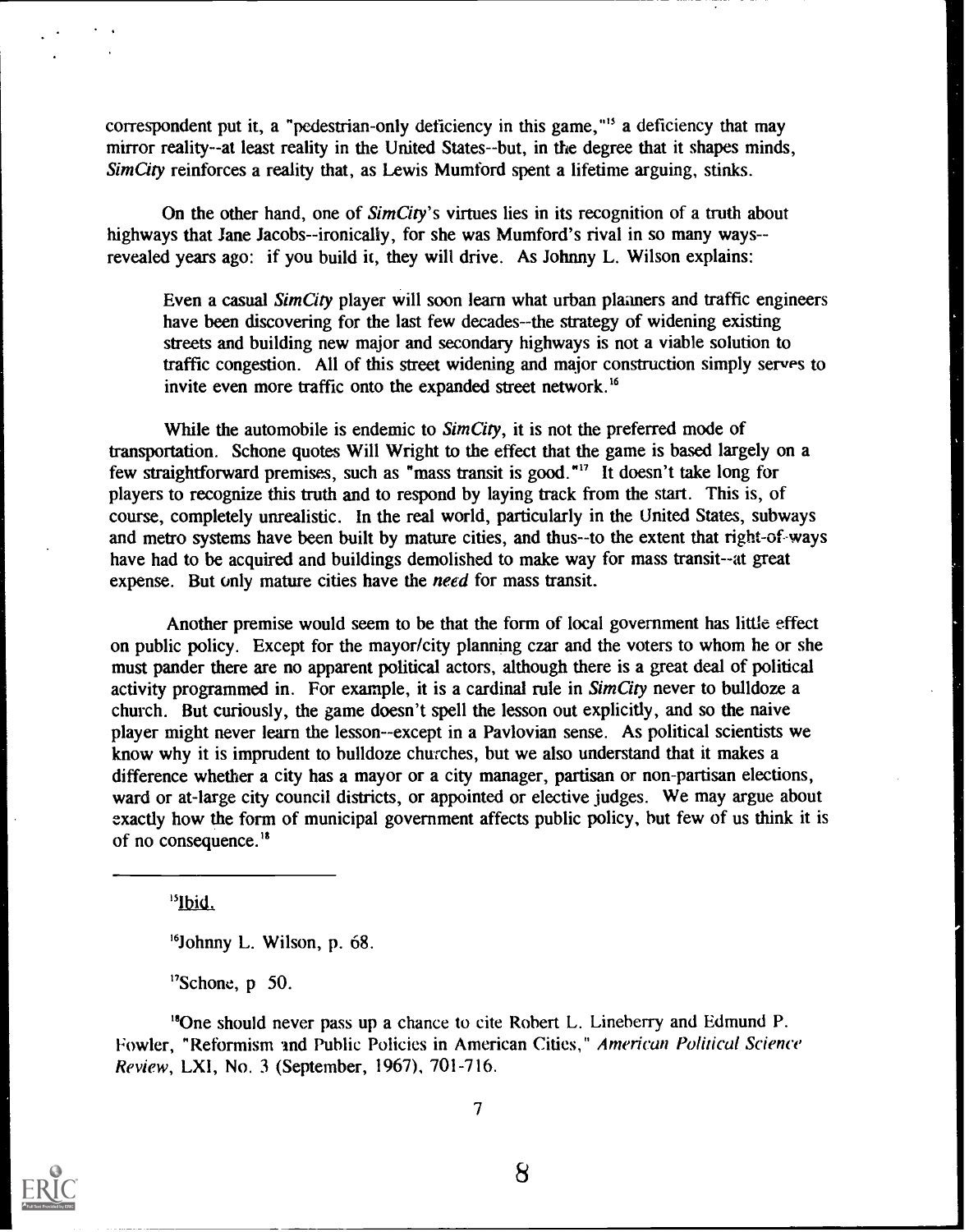correspondent put it, a "pedestrian-only deficiency in this game,"[15] a deficiency that may mirror reality--at least reality in the United States--but, in the degree that it shapes minds, *SimCity* reinforces a reality that, as Lewis Mumford spent a lifetime arguing, stinks.

On the other hand, one of *SimCity*'s virtues lies in its recognition of a truth about highways that Jane Jacobs--ironically, for she was Mumford's rival in so many ways--revealed years ago: if you build it, they will drive. As Johnny L. Wilson explains:

> Even a casual *SimCity* player will soon learn what urban planners and traffic engineers have been discovering for the last few decades--the strategy of widening existing streets and building new major and secondary highways is not a viable solution to traffic congestion. All of this street widening and major construction simply serves to invite even more traffic onto the expanded street network.[16]

While the automobile is endemic to *SimCity*, it is not the preferred mode of transportation. Schone quotes Will Wright to the effect that the game is based largely on a few straightforward premises, such as "mass transit is good."[17] It doesn't take long for players to recognize this truth and to respond by laying track from the start. This is, of course, completely unrealistic. In the real world, particularly in the United States, subways and metro systems have been built by mature cities, and thus--to the extent that right-of-ways have had to be acquired and buildings demolished to make way for mass transit--at great expense. But only mature cities have the *need* for mass transit.

Another premise would seem to be that the form of local government has little effect on public policy. Except for the mayor/city planning czar and the voters to whom he or she must pander there are no apparent political actors, although there is a great deal of political activity programmed in. For example, it is a cardinal rule in *SimCity* never to bulldoze a church. But curiously, the game doesn't spell the lesson out explicitly, and so the naive player might never learn the lesson--except in a Pavlovian sense. As political scientists we know why it is imprudent to bulldoze churches, but we also understand that it makes a difference whether a city has a mayor or a city manager, partisan or non-partisan elections, ward or at-large city council districts, or appointed or elective judges. We may argue about exactly how the form of municipal government affects public policy, but few of us think it is of no consequence.[18]

---

[15] Ibid.

[16] Johnny L. Wilson, p. 68.

[17] Schone, p 50.

[18] One should never pass up a chance to cite Robert L. Lineberry and Edmund P. Fowler, "Reformism and Public Policies in American Cities," *American Political Science Review*, LXI, No. 3 (September, 1967), 701-716.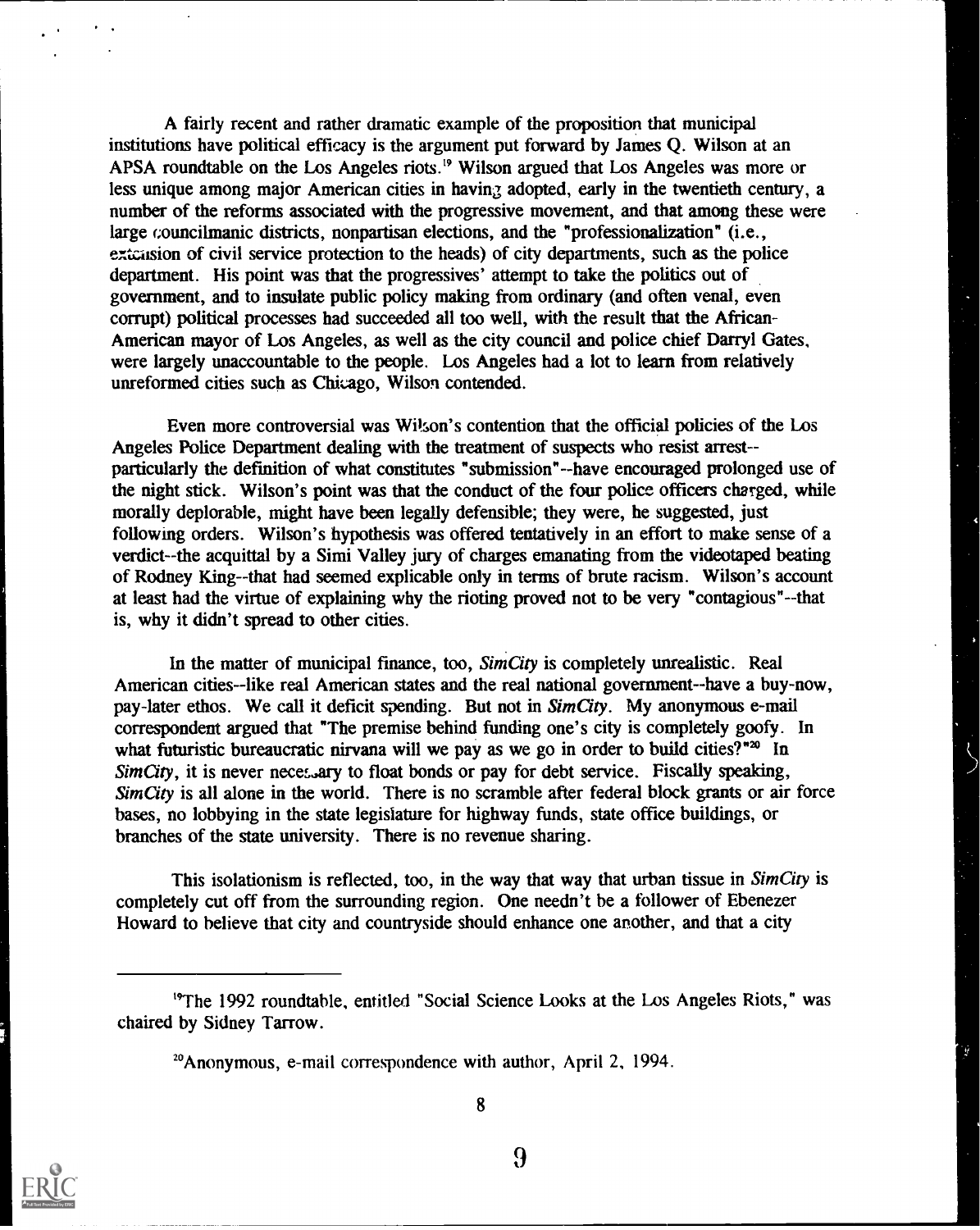A fairly recent and rather dramatic example of the proposition that municipal institutions have political efficacy is the argument put forward by James Q. Wilson at an APSA roundtable on the Los Angeles riots.[19] Wilson argued that Los Angeles was more or less unique among major American cities in having adopted, early in the twentieth century, a number of the reforms associated with the progressive movement, and that among these were large councilmanic districts, nonpartisan elections, and the "professionalization" (i.e., extension of civil service protection to the heads) of city departments, such as the police department. His point was that the progressives' attempt to take the politics out of government, and to insulate public policy making from ordinary (and often venal, even corrupt) political processes had succeeded all too well, with the result that the African-American mayor of Los Angeles, as well as the city council and police chief Darryl Gates, were largely unaccountable to the people. Los Angeles had a lot to learn from relatively unreformed cities such as Chicago, Wilson contended.

Even more controversial was Wilson's contention that the official policies of the Los Angeles Police Department dealing with the treatment of suspects who resist arrest--particularly the definition of what constitutes "submission"--have encouraged prolonged use of the night stick. Wilson's point was that the conduct of the four police officers charged, while morally deplorable, might have been legally defensible; they were, he suggested, just following orders. Wilson's hypothesis was offered tentatively in an effort to make sense of a verdict--the acquittal by a Simi Valley jury of charges emanating from the videotaped beating of Rodney King--that had seemed explicable only in terms of brute racism. Wilson's account at least had the virtue of explaining why the rioting proved not to be very "contagious"--that is, why it didn't spread to other cities.

In the matter of municipal finance, too, *SimCity* is completely unrealistic. Real American cities--like real American states and the real national government--have a buy-now, pay-later ethos. We call it deficit spending. But not in *SimCity*. My anonymous e-mail correspondent argued that "The premise behind funding one's city is completely goofy. In what futuristic bureaucratic nirvana will we pay as we go in order to build cities?"[20] In *SimCity*, it is never necessary to float bonds or pay for debt service. Fiscally speaking, *SimCity* is all alone in the world. There is no scramble after federal block grants or air force bases, no lobbying in the state legislature for highway funds, state office buildings, or branches of the state university. There is no revenue sharing.

This isolationism is reflected, too, in the way that way that urban tissue in *SimCity* is completely cut off from the surrounding region. One needn't be a follower of Ebenezer Howard to believe that city and countryside should enhance one another, and that a city

---

[19]The 1992 roundtable, entitled "Social Science Looks at the Los Angeles Riots," was chaired by Sidney Tarrow.

[20]Anonymous, e-mail correspondence with author, April 2, 1994.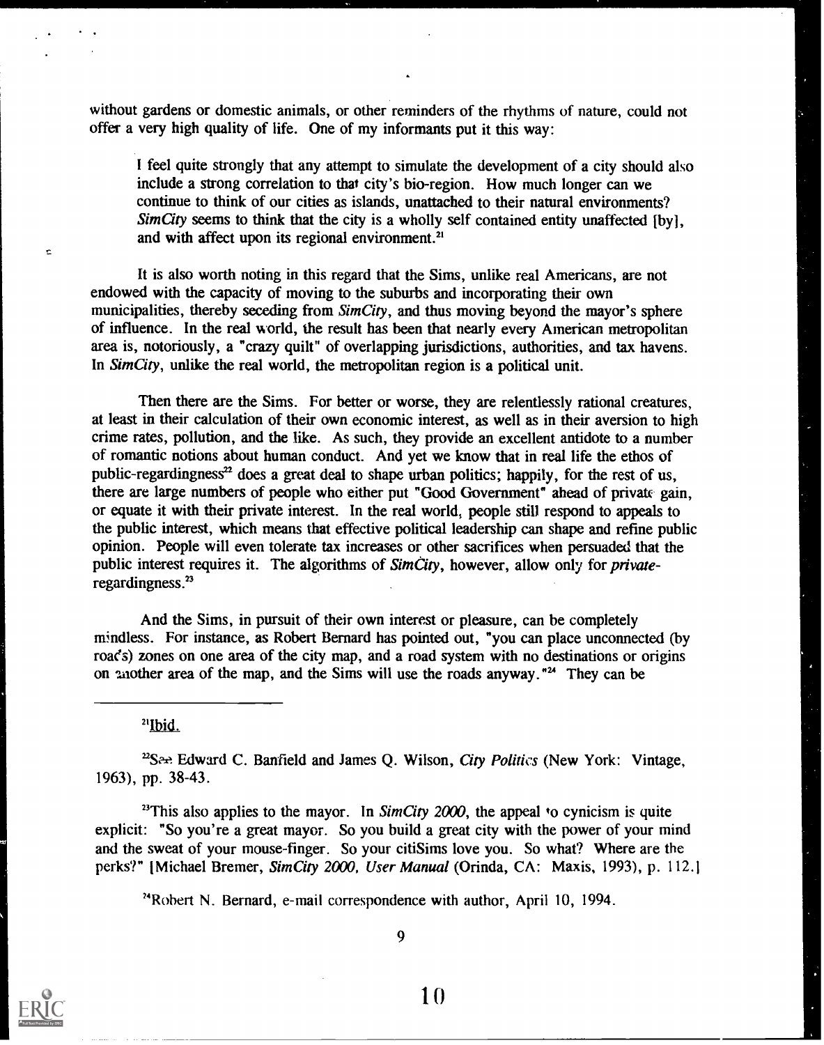without gardens or domestic animals, or other reminders of the rhythms of nature, could not offer a very high quality of life. One of my informants put it this way:

> I feel quite strongly that any attempt to simulate the development of a city should also include a strong correlation to that city's bio-region. How much longer can we continue to think of our cities as islands, unattached to their natural environments? *SimCity* seems to think that the city is a wholly self contained entity unaffected [by], and with affect upon its regional environment.[21]

It is also worth noting in this regard that the Sims, unlike real Americans, are not endowed with the capacity of moving to the suburbs and incorporating their own municipalities, thereby seceding from *SimCity*, and thus moving beyond the mayor's sphere of influence. In the real world, the result has been that nearly every American metropolitan area is, notoriously, a "crazy quilt" of overlapping jurisdictions, authorities, and tax havens. In *SimCity*, unlike the real world, the metropolitan region is a political unit.

Then there are the Sims. For better or worse, they are relentlessly rational creatures, at least in their calculation of their own economic interest, as well as in their aversion to high crime rates, pollution, and the like. As such, they provide an excellent antidote to a number of romantic notions about human conduct. And yet we know that in real life the ethos of public-regardingness[22] does a great deal to shape urban politics; happily, for the rest of us, there are large numbers of people who either put "Good Government" ahead of private gain, or equate it with their private interest. In the real world, people still respond to appeals to the public interest, which means that effective political leadership can shape and refine public opinion. People will even tolerate tax increases or other sacrifices when persuaded that the public interest requires it. The algorithms of *SimCity*, however, allow only for *private*-regardingness.[23]

And the Sims, in pursuit of their own interest or pleasure, can be completely mindless. For instance, as Robert Bernard has pointed out, "you can place unconnected (by roads) zones on one area of the city map, and a road system with no destinations or origins on another area of the map, and the Sims will use the roads anyway."[24] They can be

---

[21] Ibid.

[22] See Edward C. Banfield and James Q. Wilson, *City Politics* (New York: Vintage, 1963), pp. 38-43.

[23] This also applies to the mayor. In *SimCity 2000*, the appeal to cynicism is quite explicit: "So you're a great mayor. So you build a great city with the power of your mind and the sweat of your mouse-finger. So your citiSims love you. So what? Where are the perks?" [Michael Bremer, *SimCity 2000, User Manual* (Orinda, CA: Maxis, 1993), p. 112.]

[24] Robert N. Bernard, e-mail correspondence with author, April 10, 1994.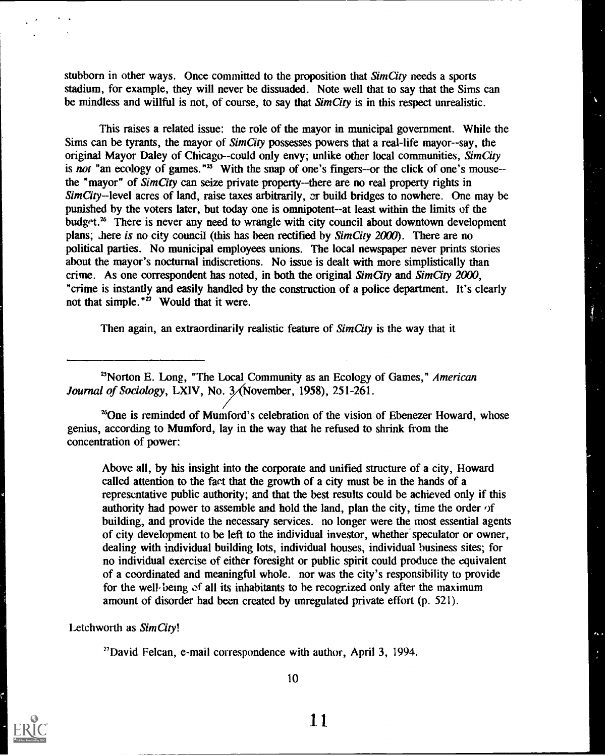stubborn in other ways. Once committed to the proposition that *SimCity* needs a sports stadium, for example, they will never be dissuaded. Note well that to say that the Sims can be mindless and willful is not, of course, to say that *SimCity* is in this respect unrealistic.

This raises a related issue: the role of the mayor in municipal government. While the Sims can be tyrants, the mayor of *SimCity* possesses powers that a real-life mayor--say, the original Mayor Daley of Chicago--could only envy; unlike other local communities, *SimCity* is *not* "an ecology of games."[25] With the snap of one's fingers--or the click of one's mouse--the "mayor" of *SimCity* can seize private property--there are no real property rights in *SimCity*--level acres of land, raise taxes arbitrarily, or build bridges to nowhere. One may be punished by the voters later, but today one is omnipotent--at least within the limits of the budget.[26] There is never any need to wrangle with city council about downtown development plans; there *is* no city council (this has been rectified by *SimCity 2000*). There are no political parties. No municipal employees unions. The local newspaper never prints stories about the mayor's nocturnal indiscretions. No issue is dealt with more simplistically than crime. As one correspondent has noted, in both the original *SimCity* and *SimCity 2000*, "crime is instantly and easily handled by the construction of a police department. It's clearly not that simple."[27] Would that it were.

Then again, an extraordinarily realistic feature of *SimCity* is the way that it

---

[25]Norton E. Long, "The Local Community as an Ecology of Games," *American Journal of Sociology*, LXIV, No. 3 (November, 1958), 251-261.

[26]One is reminded of Mumford's celebration of the vision of Ebenezer Howard, whose genius, according to Mumford, lay in the way that he refused to shrink from the concentration of power:

> Above all, by his insight into the corporate and unified structure of a city, Howard called attention to the fact that the growth of a city must be in the hands of a representative public authority; and that the best results could be achieved only if this authority had power to assemble and hold the land, plan the city, time the order of building, and provide the necessary services. no longer were the most essential agents of city development to be left to the individual investor, whether speculator or owner, dealing with individual building lots, individual houses, individual business sites; for no individual exercise of either foresight or public spirit could produce the equivalent of a coordinated and meaningful whole. nor was the city's responsibility to provide for the well-being of all its inhabitants to be recognized only after the maximum amount of disorder had been created by unregulated private effort (p. 521).

Letchworth as *SimCity*!

[27]David Felcan, e-mail correspondence with author, April 3, 1994.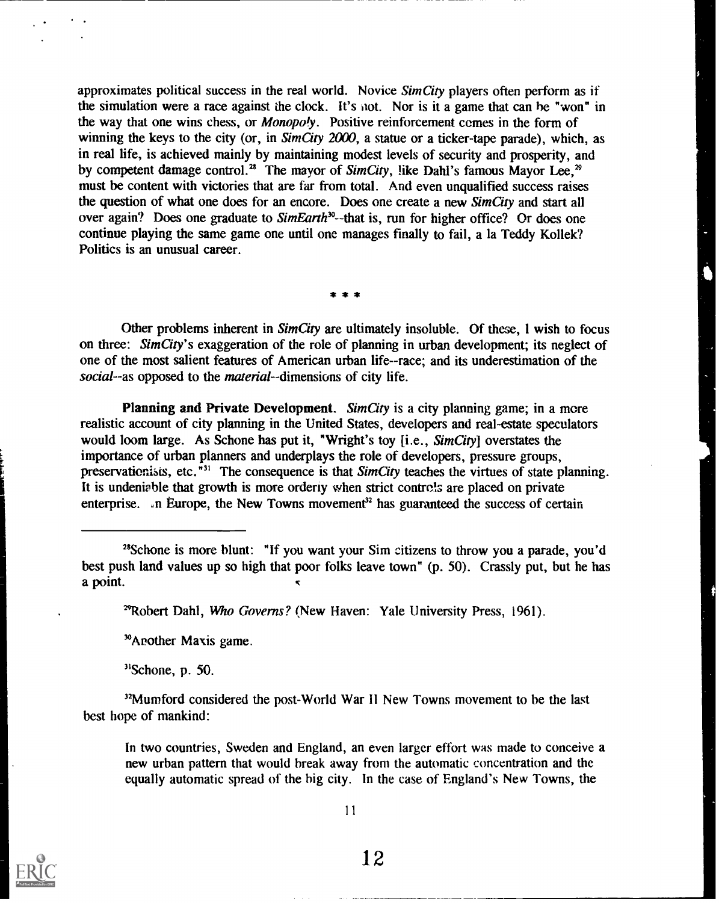approximates political success in the real world. Novice *SimCity* players often perform as if the simulation were a race against the clock. It's not. Nor is it a game that can be "won" in the way that one wins chess, or *Monopoly*. Positive reinforcement comes in the form of winning the keys to the city (or, in *SimCity 2000*, a statue or a ticker-tape parade), which, as in real life, is achieved mainly by maintaining modest levels of security and prosperity, and by competent damage control.[28] The mayor of *SimCity*, like Dahl's famous Mayor Lee,[29] must be content with victories that are far from total. And even unqualified success raises the question of what one does for an encore. Does one create a new *SimCity* and start all over again? Does one graduate to *SimEarth*[30]--that is, run for higher office? Or does one continue playing the same game one until one manages finally to fail, a la Teddy Kollek? Politics is an unusual career.

\* \* \*

Other problems inherent in *SimCity* are ultimately insoluble. Of these, I wish to focus on three: *SimCity*'s exaggeration of the role of planning in urban development; its neglect of one of the most salient features of American urban life--race; and its underestimation of the *social*--as opposed to the *material*--dimensions of city life.

**Planning and Private Development.** *SimCity* is a city planning game; in a more realistic account of city planning in the United States, developers and real-estate speculators would loom large. As Schone has put it, "Wright's toy [i.e., *SimCity*] overstates the importance of urban planners and underplays the role of developers, pressure groups, preservationists, etc."[31] The consequence is that *SimCity* teaches the virtues of state planning. It is undeniable that growth is more orderly when strict controls are placed on private enterprise. In Europe, the New Towns movement[32] has guaranteed the success of certain

---

[28]Schone is more blunt: "If you want your Sim citizens to throw you a parade, you'd best push land values up so high that poor folks leave town" (p. 50). Crassly put, but he has a point.

[29]Robert Dahl, *Who Governs?* (New Haven: Yale University Press, 1961).

[30]Another Maxis game.

[31]Schone, p. 50.

[32]Mumford considered the post-World War II New Towns movement to be the last best hope of mankind:

> In two countries, Sweden and England, an even larger effort was made to conceive a new urban pattern that would break away from the automatic concentration and the equally automatic spread of the big city. In the case of England's New Towns, the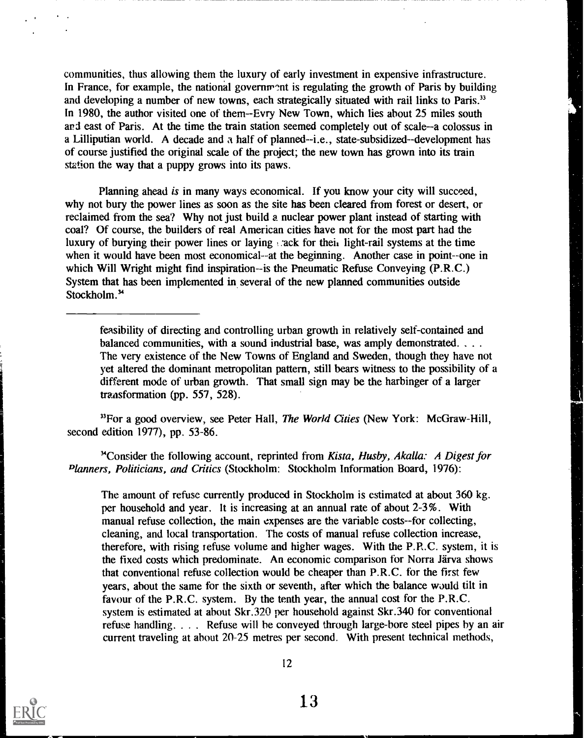communities, thus allowing them the luxury of early investment in expensive infrastructure. In France, for example, the national government is regulating the growth of Paris by building and developing a number of new towns, each strategically situated with rail links to Paris.[33] In 1980, the author visited one of them--Evry New Town, which lies about 25 miles south and east of Paris. At the time the train station seemed completely out of scale--a colossus in a Lilliputian world. A decade and a half of planned--i.e., state-subsidized--development has of course justified the original scale of the project; the new town has grown into its train station the way that a puppy grows into its paws.

Planning ahead *is* in many ways economical. If you know your city will succeed, why not bury the power lines as soon as the site has been cleared from forest or desert, or reclaimed from the sea? Why not just build a nuclear power plant instead of starting with coal? Of course, the builders of real American cities have not for the most part had the luxury of burying their power lines or laying track for their light-rail systems at the time when it would have been most economical--at the beginning. Another case in point--one in which Will Wright might find inspiration--is the Pneumatic Refuse Conveying (P.R.C.) System that has been implemented in several of the new planned communities outside Stockholm.[34]

---

> feasibility of directing and controlling urban growth in relatively self-contained and balanced communities, with a sound industrial base, was amply demonstrated. . . . The very existence of the New Towns of England and Sweden, though they have not yet altered the dominant metropolitan pattern, still bears witness to the possibility of a different mode of urban growth. That small sign may be the harbinger of a larger transformation (pp. 557, 528).

[33]For a good overview, see Peter Hall, *The World Cities* (New York: McGraw-Hill, second edition 1977), pp. 53-86.

[34]Consider the following account, reprinted from *Kista, Husby, Akalla: A Digest for Planners, Politicians, and Critics* (Stockholm: Stockholm Information Board, 1976):

> The amount of refuse currently produced in Stockholm is estimated at about 360 kg. per household and year. It is increasing at an annual rate of about 2-3%. With manual refuse collection, the main expenses are the variable costs--for collecting, cleaning, and local transportation. The costs of manual refuse collection increase, therefore, with rising refuse volume and higher wages. With the P.R.C. system, it is the fixed costs which predominate. An economic comparison for Norra Järva shows that conventional refuse collection would be cheaper than P.R.C. for the first few years, about the same for the sixth or seventh, after which the balance would tilt in favour of the P.R.C. system. By the tenth year, the annual cost for the P.R.C. system is estimated at about Skr.320 per household against Skr.340 for conventional refuse handling. . . . Refuse will be conveyed through large-bore steel pipes by an air current traveling at about 20-25 metres per second. With present technical methods,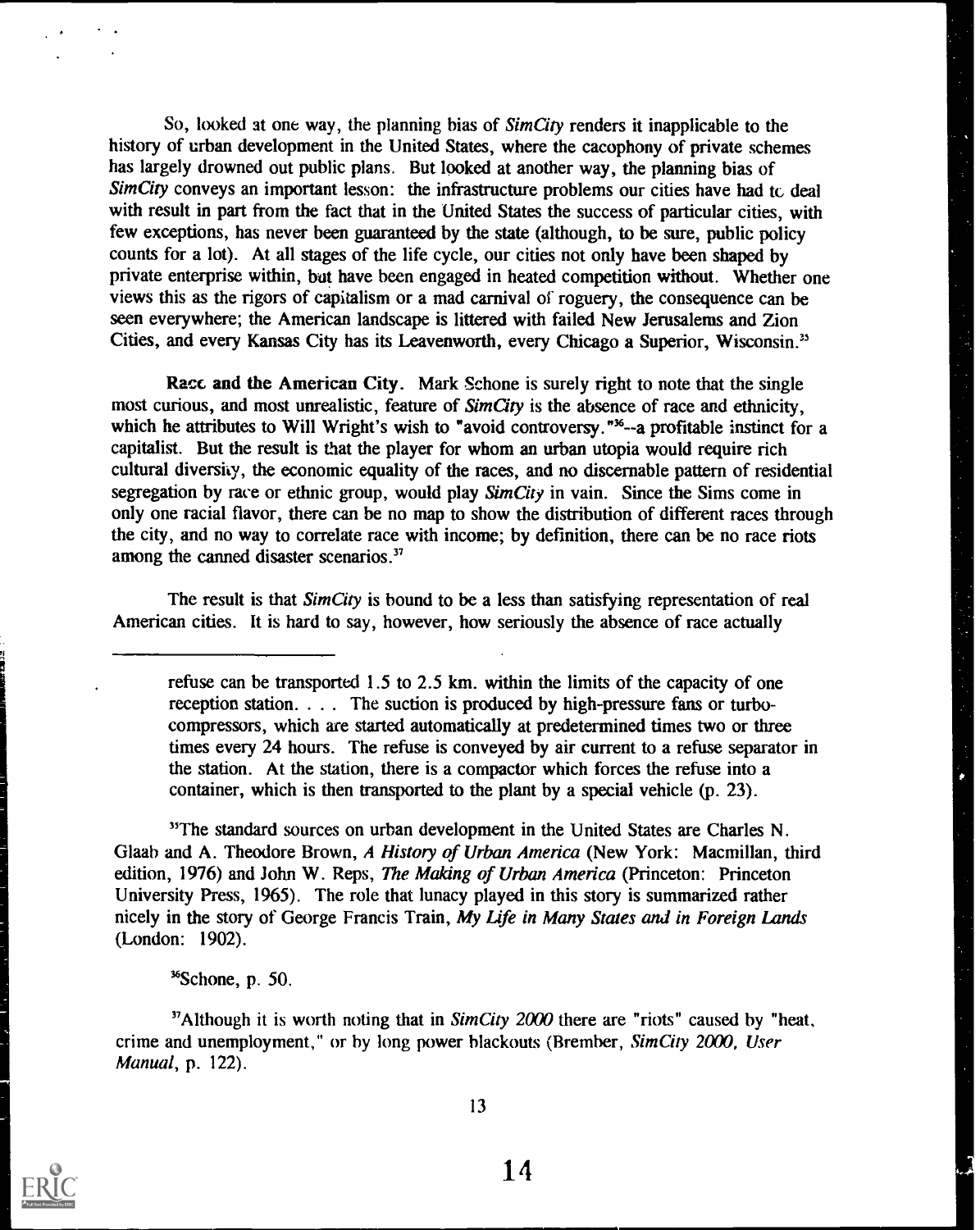So, looked at one way, the planning bias of *SimCity* renders it inapplicable to the history of urban development in the United States, where the cacophony of private schemes has largely drowned out public plans. But looked at another way, the planning bias of *SimCity* conveys an important lesson: the infrastructure problems our cities have had to deal with result in part from the fact that in the United States the success of particular cities, with few exceptions, has never been guaranteed by the state (although, to be sure, public policy counts for a lot). At all stages of the life cycle, our cities not only have been shaped by private enterprise within, but have been engaged in heated competition without. Whether one views this as the rigors of capitalism or a mad carnival of roguery, the consequence can be seen everywhere; the American landscape is littered with failed New Jerusalems and Zion Cities, and every Kansas City has its Leavenworth, every Chicago a Superior, Wisconsin.[35]

**Race and the American City.** Mark Schone is surely right to note that the single most curious, and most unrealistic, feature of *SimCity* is the absence of race and ethnicity, which he attributes to Will Wright's wish to "avoid controversy."[36]--a profitable instinct for a capitalist. But the result is that the player for whom an urban utopia would require rich cultural diversity, the economic equality of the races, and no discernable pattern of residential segregation by race or ethnic group, would play *SimCity* in vain. Since the Sims come in only one racial flavor, there can be no map to show the distribution of different races through the city, and no way to correlate race with income; by definition, there can be no race riots among the canned disaster scenarios.[37]

The result is that *SimCity* is bound to be a less than satisfying representation of real American cities. It is hard to say, however, how seriously the absence of race actually

---

> refuse can be transported 1.5 to 2.5 km. within the limits of the capacity of one reception station. . . . The suction is produced by high-pressure fans or turbo-compressors, which are started automatically at predetermined times two or three times every 24 hours. The refuse is conveyed by air current to a refuse separator in the station. At the station, there is a compactor which forces the refuse into a container, which is then transported to the plant by a special vehicle (p. 23).

[35]The standard sources on urban development in the United States are Charles N. Glaab and A. Theodore Brown, *A History of Urban America* (New York: Macmillan, third edition, 1976) and John W. Reps, *The Making of Urban America* (Princeton: Princeton University Press, 1965). The role that lunacy played in this story is summarized rather nicely in the story of George Francis Train, *My Life in Many States and in Foreign Lands* (London: 1902).

[36]Schone, p. 50.

[37]Although it is worth noting that in *SimCity 2000* there are "riots" caused by "heat, crime and unemployment," or by long power blackouts (Brember, *SimCity 2000, User Manual*, p. 122).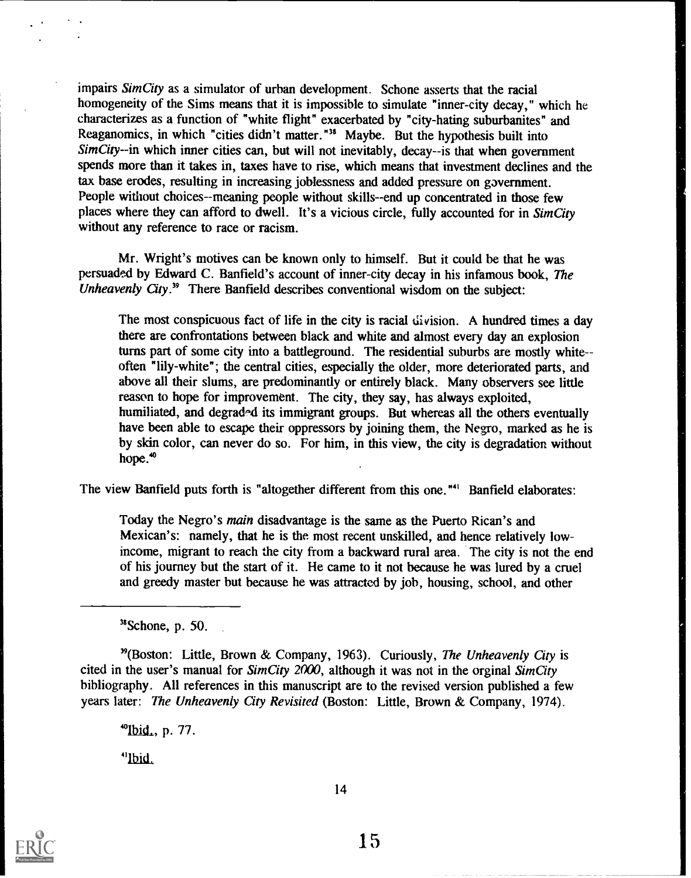impairs *SimCity* as a simulator of urban development. Schone asserts that the racial homogeneity of the Sims means that it is impossible to simulate "inner-city decay," which he characterizes as a function of "white flight" exacerbated by "city-hating suburbanites" and Reaganomics, in which "cities didn't matter."[38] Maybe. But the hypothesis built into *SimCity*--in which inner cities can, but will not inevitably, decay--is that when government spends more than it takes in, taxes have to rise, which means that investment declines and the tax base erodes, resulting in increasing joblessness and added pressure on government. People without choices--meaning people without skills--end up concentrated in those few places where they can afford to dwell. It's a vicious circle, fully accounted for in *SimCity* without any reference to race or racism.

Mr. Wright's motives can be known only to himself. But it could be that he was persuaded by Edward C. Banfield's account of inner-city decay in his infamous book, *The Unheavenly City*.[39] There Banfield describes conventional wisdom on the subject:

> The most conspicuous fact of life in the city is racial division. A hundred times a day there are confrontations between black and white and almost every day an explosion turns part of some city into a battleground. The residential suburbs are mostly white--often "lily-white"; the central cities, especially the older, more deteriorated parts, and above all their slums, are predominantly or entirely black. Many observers see little reason to hope for improvement. The city, they say, has always exploited, humiliated, and degraded its immigrant groups. But whereas all the others eventually have been able to escape their oppressors by joining them, the Negro, marked as he is by skin color, can never do so. For him, in this view, the city is degradation without hope.[40]

The view Banfield puts forth is "altogether different from this one."[41] Banfield elaborates:

> Today the Negro's *main* disadvantage is the same as the Puerto Rican's and Mexican's: namely, that he is the most recent unskilled, and hence relatively low-income, migrant to reach the city from a backward rural area. The city is not the end of his journey but the start of it. He came to it not because he was lured by a cruel and greedy master but because he was attracted by job, housing, school, and other

---

[38] Schone, p. 50.

[39] (Boston: Little, Brown & Company, 1963). Curiously, *The Unheavenly City* is cited in the user's manual for *SimCity 2000*, although it was not in the orginal *SimCity* bibliography. All references in this manuscript are to the revised version published a few years later: *The Unheavenly City Revisited* (Boston: Little, Brown & Company, 1974).

[40] Ibid., p. 77.

[41] Ibid.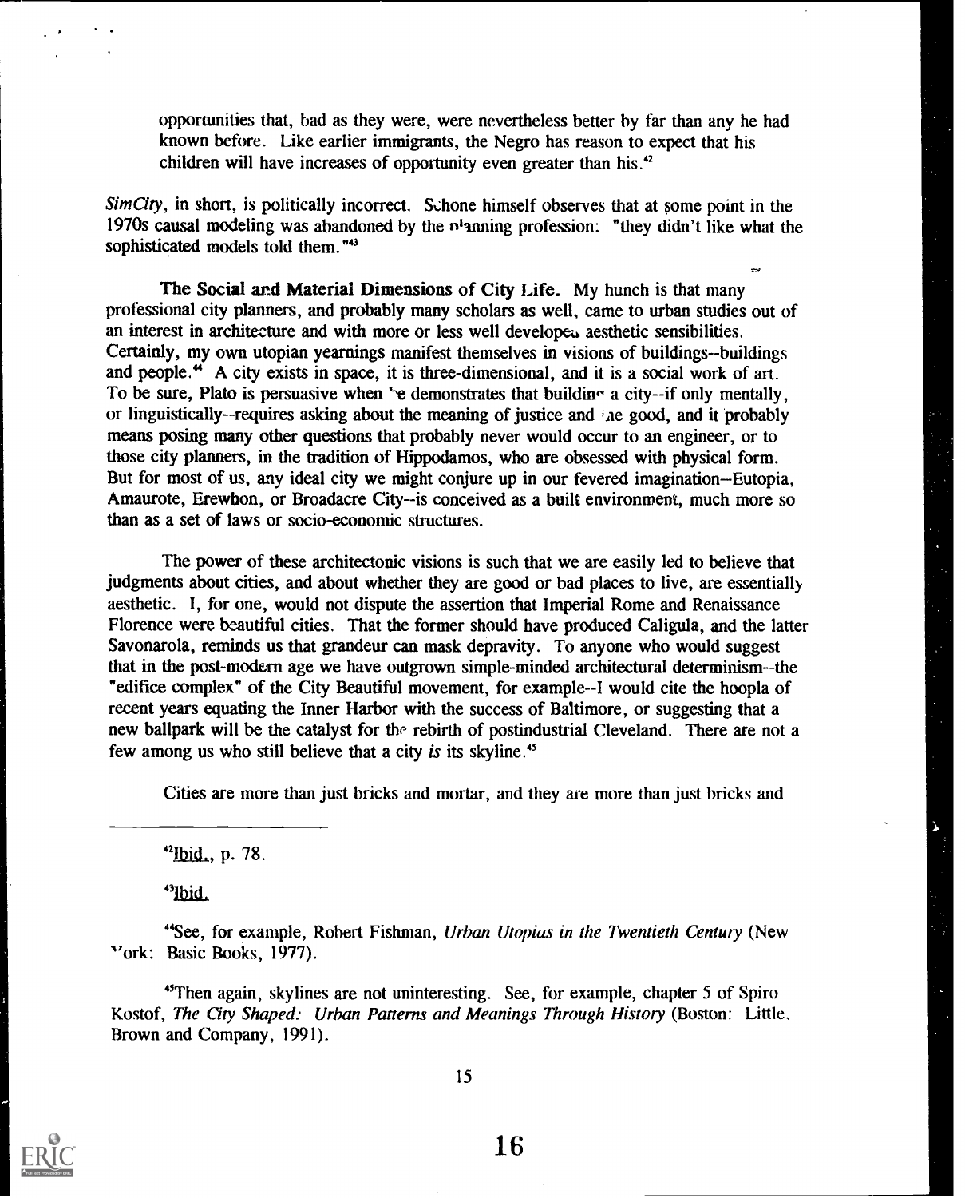opportunities that, bad as they were, were nevertheless better by far than any he had known before. Like earlier immigrants, the Negro has reason to expect that his children will have increases of opportunity even greater than his.[42]

*SimCity*, in short, is politically incorrect. Schone himself observes that at some point in the 1970s causal modeling was abandoned by the planning profession: "they didn't like what the sophisticated models told them."[43]

**The Social and Material Dimensions of City Life.** My hunch is that many professional city planners, and probably many scholars as well, came to urban studies out of an interest in architecture and with more or less well developed aesthetic sensibilities. Certainly, my own utopian yearnings manifest themselves in visions of buildings--buildings and people.[44] A city exists in space, it is three-dimensional, and it is a social work of art. To be sure, Plato is persuasive when he demonstrates that building a city--if only mentally, or linguistically--requires asking about the meaning of justice and the good, and it probably means posing many other questions that probably never would occur to an engineer, or to those city planners, in the tradition of Hippodamos, who are obsessed with physical form. But for most of us, any ideal city we might conjure up in our fevered imagination--Eutopia, Amaurote, Erewhon, or Broadacre City--is conceived as a built environment, much more so than as a set of laws or socio-economic structures.

The power of these architectonic visions is such that we are easily led to believe that judgments about cities, and about whether they are good or bad places to live, are essentially aesthetic. I, for one, would not dispute the assertion that Imperial Rome and Renaissance Florence were beautiful cities. That the former should have produced Caligula, and the latter Savonarola, reminds us that grandeur can mask depravity. To anyone who would suggest that in the post-modern age we have outgrown simple-minded architectural determinism--the "edifice complex" of the City Beautiful movement, for example--I would cite the hoopla of recent years equating the Inner Harbor with the success of Baltimore, or suggesting that a new ballpark will be the catalyst for the rebirth of postindustrial Cleveland. There are not a few among us who still believe that a city *is* its skyline.[45]

Cities are more than just bricks and mortar, and they are more than just bricks and

---

[42] Ibid., p. 78.

[43] Ibid.

[44] See, for example, Robert Fishman, *Urban Utopias in the Twentieth Century* (New York: Basic Books, 1977).

[45] Then again, skylines are not uninteresting. See, for example, chapter 5 of Spiro Kostof, *The City Shaped: Urban Patterns and Meanings Through History* (Boston: Little, Brown and Company, 1991).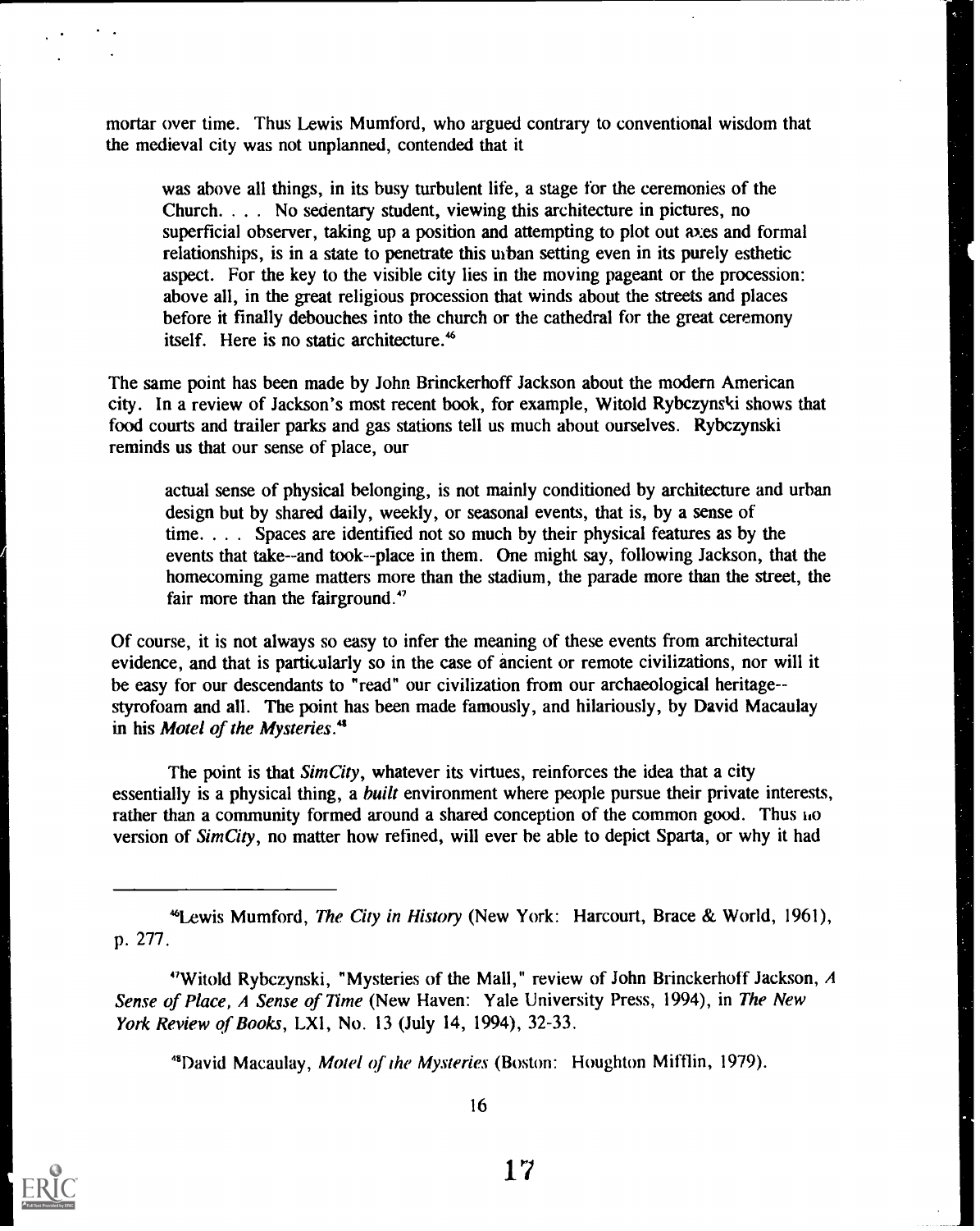mortar over time. Thus Lewis Mumford, who argued contrary to conventional wisdom that the medieval city was not unplanned, contended that it

> was above all things, in its busy turbulent life, a stage for the ceremonies of the Church. . . . No sedentary student, viewing this architecture in pictures, no superficial observer, taking up a position and attempting to plot out axes and formal relationships, is in a state to penetrate this urban setting even in its purely esthetic aspect. For the key to the visible city lies in the moving pageant or the procession: above all, in the great religious procession that winds about the streets and places before it finally debouches into the church or the cathedral for the great ceremony itself. Here is no static architecture.[46]

The same point has been made by John Brinckerhoff Jackson about the modern American city. In a review of Jackson's most recent book, for example, Witold Rybczynski shows that food courts and trailer parks and gas stations tell us much about ourselves. Rybczynski reminds us that our sense of place, our

> actual sense of physical belonging, is not mainly conditioned by architecture and urban design but by shared daily, weekly, or seasonal events, that is, by a sense of time. . . . Spaces are identified not so much by their physical features as by the events that take--and took--place in them. One might say, following Jackson, that the homecoming game matters more than the stadium, the parade more than the street, the fair more than the fairground.[47]

Of course, it is not always so easy to infer the meaning of these events from architectural evidence, and that is particularly so in the case of ancient or remote civilizations, nor will it be easy for our descendants to "read" our civilization from our archaeological heritage--styrofoam and all. The point has been made famously, and hilariously, by David Macaulay in his *Motel of the Mysteries*.[48]

The point is that *SimCity*, whatever its virtues, reinforces the idea that a city essentially is a physical thing, a *built* environment where people pursue their private interests, rather than a community formed around a shared conception of the common good. Thus no version of *SimCity*, no matter how refined, will ever be able to depict Sparta, or why it had

---

[46] Lewis Mumford, *The City in History* (New York: Harcourt, Brace & World, 1961), p. 277.

[47] Witold Rybczynski, "Mysteries of the Mall," review of John Brinckerhoff Jackson, *A Sense of Place, A Sense of Time* (New Haven: Yale University Press, 1994), in *The New York Review of Books*, LXI, No. 13 (July 14, 1994), 32-33.

[48] David Macaulay, *Motel of the Mysteries* (Boston: Houghton Mifflin, 1979).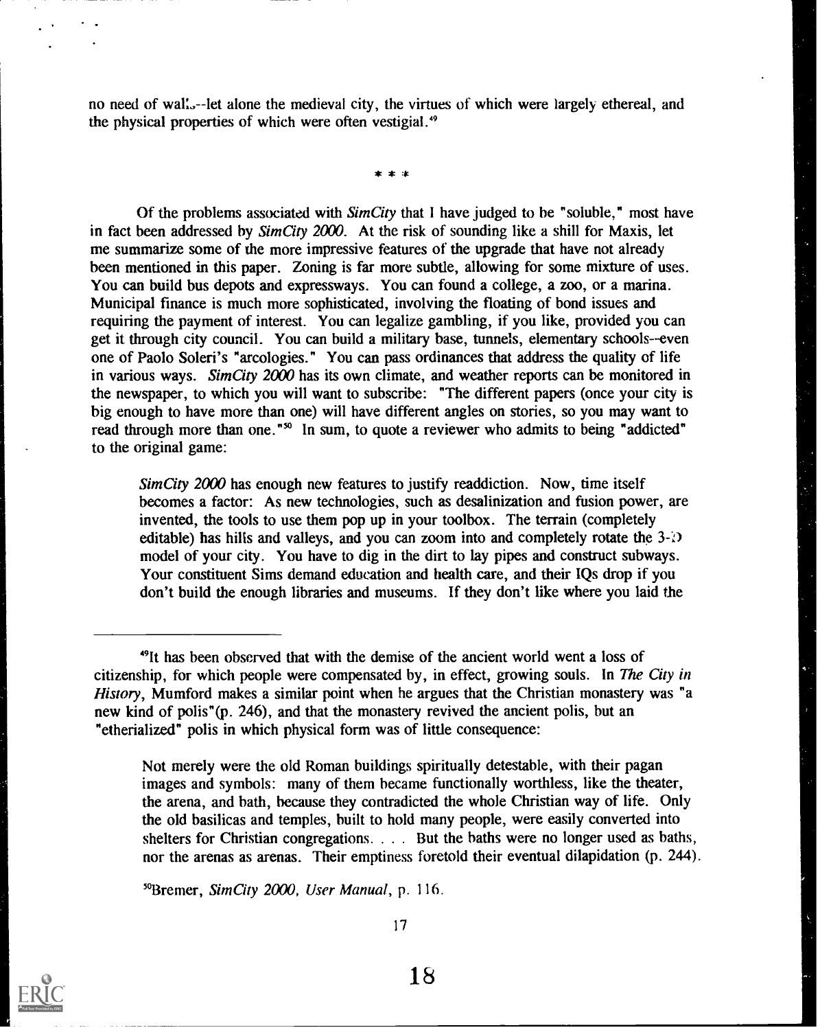no need of walls--let alone the medieval city, the virtues of which were largely ethereal, and the physical properties of which were often vestigial.[49]

\* \* \*

Of the problems associated with *SimCity* that I have judged to be "soluble," most have in fact been addressed by *SimCity 2000*. At the risk of sounding like a shill for Maxis, let me summarize some of the more impressive features of the upgrade that have not already been mentioned in this paper. Zoning is far more subtle, allowing for some mixture of uses. You can build bus depots and expressways. You can found a college, a zoo, or a marina. Municipal finance is much more sophisticated, involving the floating of bond issues and requiring the payment of interest. You can legalize gambling, if you like, provided you can get it through city council. You can build a military base, tunnels, elementary schools--even one of Paolo Soleri's "arcologies." You can pass ordinances that address the quality of life in various ways. *SimCity 2000* has its own climate, and weather reports can be monitored in the newspaper, to which you will want to subscribe: "The different papers (once your city is big enough to have more than one) will have different angles on stories, so you may want to read through more than one."[50] In sum, to quote a reviewer who admits to being "addicted" to the original game:

> *SimCity 2000* has enough new features to justify readdiction. Now, time itself becomes a factor: As new technologies, such as desalinization and fusion power, are invented, the tools to use them pop up in your toolbox. The terrain (completely editable) has hills and valleys, and you can zoom into and completely rotate the 3-D model of your city. You have to dig in the dirt to lay pipes and construct subways. Your constituent Sims demand education and health care, and their IQs drop if you don't build the enough libraries and museums. If they don't like where you laid the

---

[49]It has been observed that with the demise of the ancient world went a loss of citizenship, for which people were compensated by, in effect, growing souls. In *The City in History*, Mumford makes a similar point when he argues that the Christian monastery was "a new kind of polis"(p. 246), and that the monastery revived the ancient polis, but an "etherialized" polis in which physical form was of little consequence:

> Not merely were the old Roman buildings spiritually detestable, with their pagan images and symbols: many of them became functionally worthless, like the theater, the arena, and bath, because they contradicted the whole Christian way of life. Only the old basilicas and temples, built to hold many people, were easily converted into shelters for Christian congregations. . . . But the baths were no longer used as baths, nor the arenas as arenas. Their emptiness foretold their eventual dilapidation (p. 244).

[50]Bremer, *SimCity 2000, User Manual*, p. 116.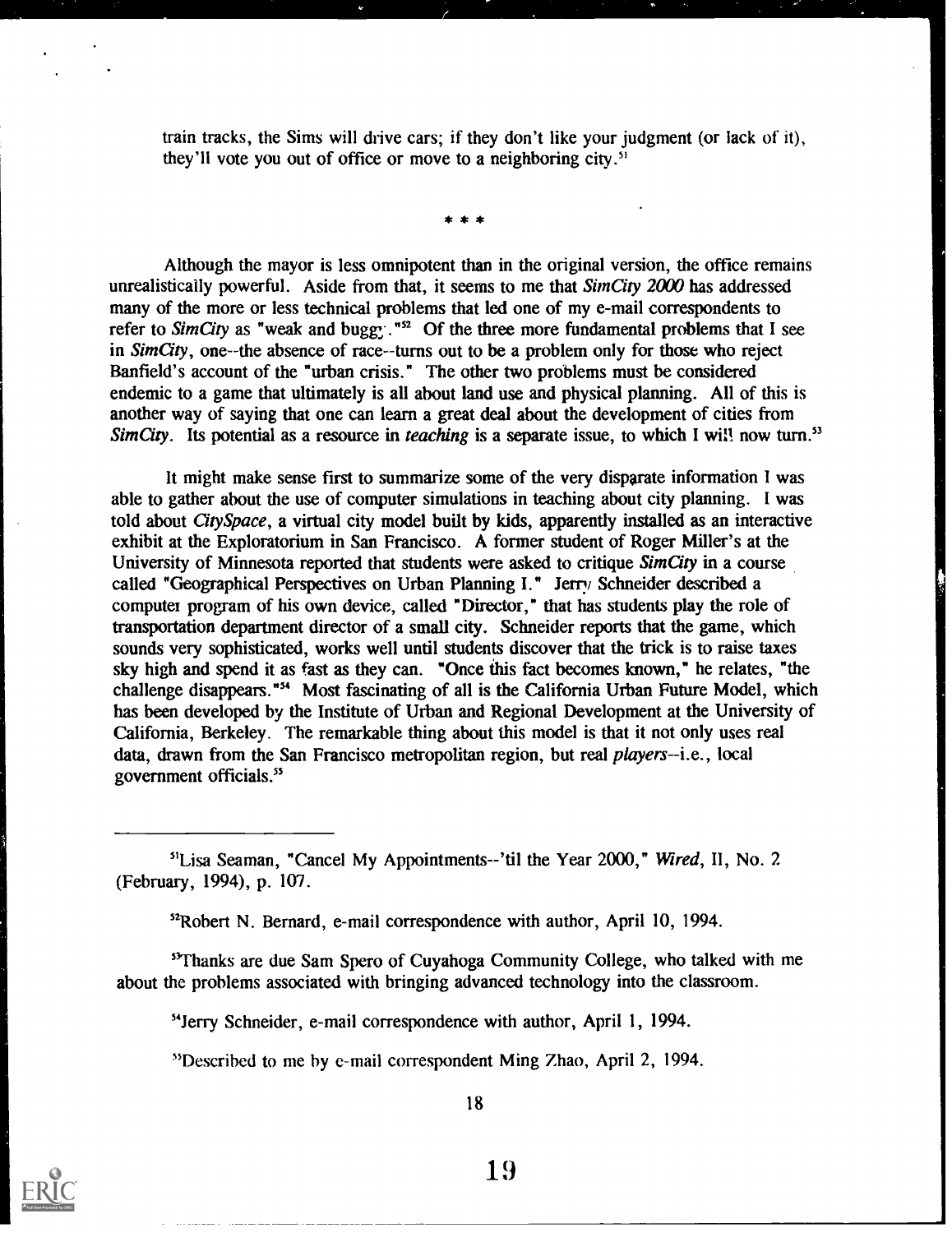train tracks, the Sims will drive cars; if they don't like your judgment (or lack of it), they'll vote you out of office or move to a neighboring city.[51]

* * *

Although the mayor is less omnipotent than in the original version, the office remains unrealistically powerful. Aside from that, it seems to me that *SimCity 2000* has addressed many of the more or less technical problems that led one of my e-mail correspondents to refer to *SimCity* as "weak and buggy."[52] Of the three more fundamental problems that I see in *SimCity*, one--the absence of race--turns out to be a problem only for those who reject Banfield's account of the "urban crisis." The other two problems must be considered endemic to a game that ultimately is all about land use and physical planning. All of this is another way of saying that one can learn a great deal about the development of cities from *SimCity*. Its potential as a resource in *teaching* is a separate issue, to which I will now turn.[53]

It might make sense first to summarize some of the very disparate information I was able to gather about the use of computer simulations in teaching about city planning. I was told about *CitySpace*, a virtual city model built by kids, apparently installed as an interactive exhibit at the Exploratorium in San Francisco. A former student of Roger Miller's at the University of Minnesota reported that students were asked to critique *SimCity* in a course called "Geographical Perspectives on Urban Planning I." Jerry Schneider described a computer program of his own device, called "Director," that has students play the role of transportation department director of a small city. Schneider reports that the game, which sounds very sophisticated, works well until students discover that the trick is to raise taxes sky high and spend it as fast as they can. "Once this fact becomes known," he relates, "the challenge disappears."[54] Most fascinating of all is the California Urban Future Model, which has been developed by the Institute of Urban and Regional Development at the University of California, Berkeley. The remarkable thing about this model is that it not only uses real data, drawn from the San Francisco metropolitan region, but real *players*--i.e., local government officials.[55]

---

[51]Lisa Seaman, "Cancel My Appointments--'til the Year 2000," *Wired*, II, No. 2 (February, 1994), p. 107.

[52]Robert N. Bernard, e-mail correspondence with author, April 10, 1994.

[53]Thanks are due Sam Spero of Cuyahoga Community College, who talked with me about the problems associated with bringing advanced technology into the classroom.

[54]Jerry Schneider, e-mail correspondence with author, April 1, 1994.

[55]Described to me by e-mail correspondent Ming Zhao, April 2, 1994.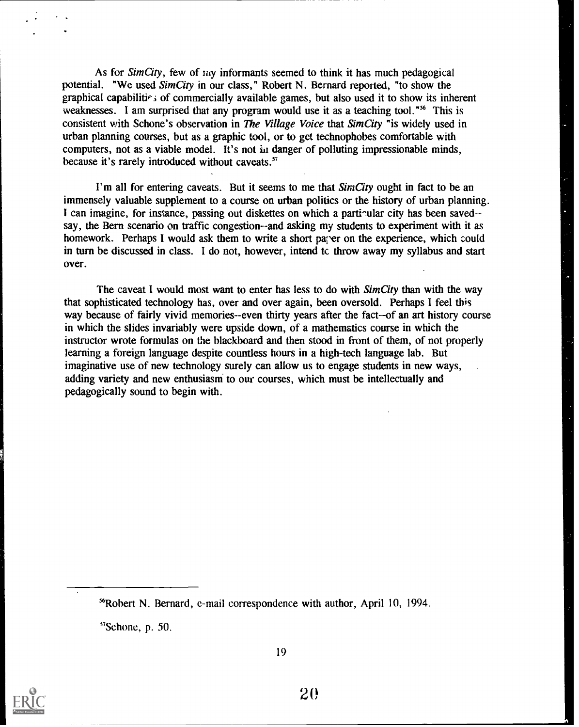As for *SimCity*, few of my informants seemed to think it has much pedagogical potential. "We used *SimCity* in our class," Robert N. Bernard reported, "to show the graphical capabilities of commercially available games, but also used it to show its inherent weaknesses. I am surprised that any program would use it as a teaching tool."[56] This is consistent with Schone's observation in *The Village Voice* that *SimCity* "is widely used in urban planning courses, but as a graphic tool, or to get technophobes comfortable with computers, not as a viable model. It's not in danger of polluting impressionable minds, because it's rarely introduced without caveats.[57]

I'm all for entering caveats. But it seems to me that *SimCity* ought in fact to be an immensely valuable supplement to a course on urban politics or the history of urban planning. I can imagine, for instance, passing out diskettes on which a particular city has been saved--say, the Bern scenario on traffic congestion--and asking my students to experiment with it as homework. Perhaps I would ask them to write a short paper on the experience, which could in turn be discussed in class. I do not, however, intend to throw away my syllabus and start over.

The caveat I would most want to enter has less to do with *SimCity* than with the way that sophisticated technology has, over and over again, been oversold. Perhaps I feel this way because of fairly vivid memories--even thirty years after the fact--of an art history course in which the slides invariably were upside down, of a mathematics course in which the instructor wrote formulas on the blackboard and then stood in front of them, of not properly learning a foreign language despite countless hours in a high-tech language lab. But imaginative use of new technology surely can allow us to engage students in new ways, adding variety and new enthusiasm to our courses, which must be intellectually and pedagogically sound to begin with.

---

[56]Robert N. Bernard, e-mail correspondence with author, April 10, 1994.

[57]Schone, p. 50.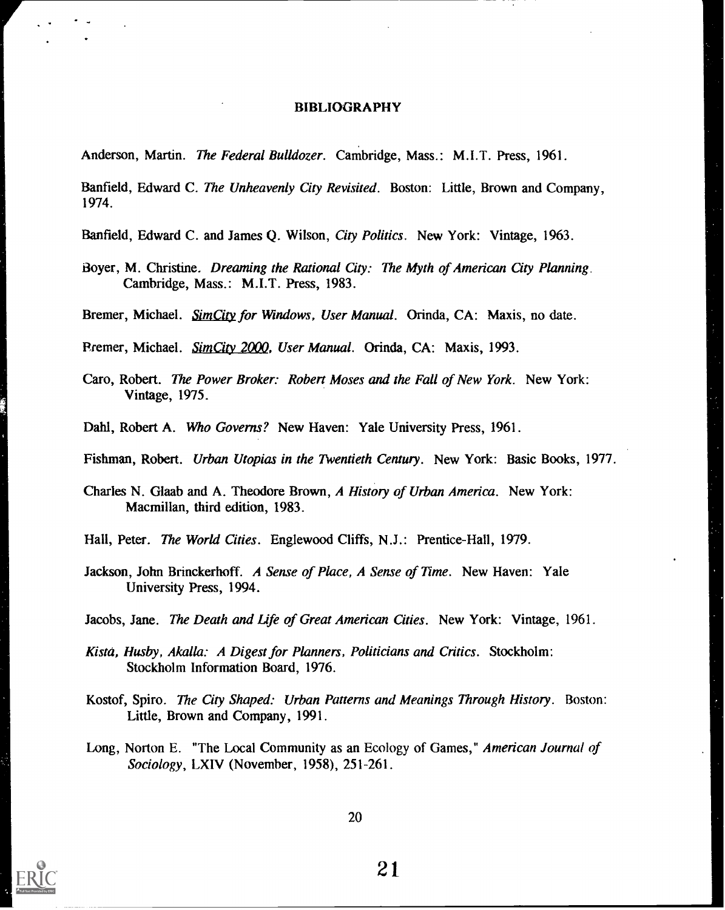# BIBLIOGRAPHY

Anderson, Martin. *The Federal Bulldozer*. Cambridge, Mass.: M.I.T. Press, 1961.

Banfield, Edward C. *The Unheavenly City Revisited*. Boston: Little, Brown and Company, 1974.

Banfield, Edward C. and James Q. Wilson, *City Politics*. New York: Vintage, 1963.

Boyer, M. Christine. *Dreaming the Rational City: The Myth of American City Planning*. Cambridge, Mass.: M.I.T. Press, 1983.

Bremer, Michael. *SimCity for Windows, User Manual*. Orinda, CA: Maxis, no date.

Bremer, Michael. *SimCity 2000, User Manual*. Orinda, CA: Maxis, 1993.

Caro, Robert. *The Power Broker: Robert Moses and the Fall of New York*. New York: Vintage, 1975.

Dahl, Robert A. *Who Governs?* New Haven: Yale University Press, 1961.

Fishman, Robert. *Urban Utopias in the Twentieth Century*. New York: Basic Books, 1977.

Charles N. Glaab and A. Theodore Brown, *A History of Urban America*. New York: Macmillan, third edition, 1983.

Hall, Peter. *The World Cities*. Englewood Cliffs, N.J.: Prentice-Hall, 1979.

Jackson, John Brinckerhoff. *A Sense of Place, A Sense of Time*. New Haven: Yale University Press, 1994.

Jacobs, Jane. *The Death and Life of Great American Cities*. New York: Vintage, 1961.

*Kista, Husby, Akalla: A Digest for Planners, Politicians and Critics*. Stockholm: Stockholm Information Board, 1976.

Kostof, Spiro. *The City Shaped: Urban Patterns and Meanings Through History*. Boston: Little, Brown and Company, 1991.

Long, Norton E. "The Local Community as an Ecology of Games," *American Journal of Sociology*, LXIV (November, 1958), 251-261.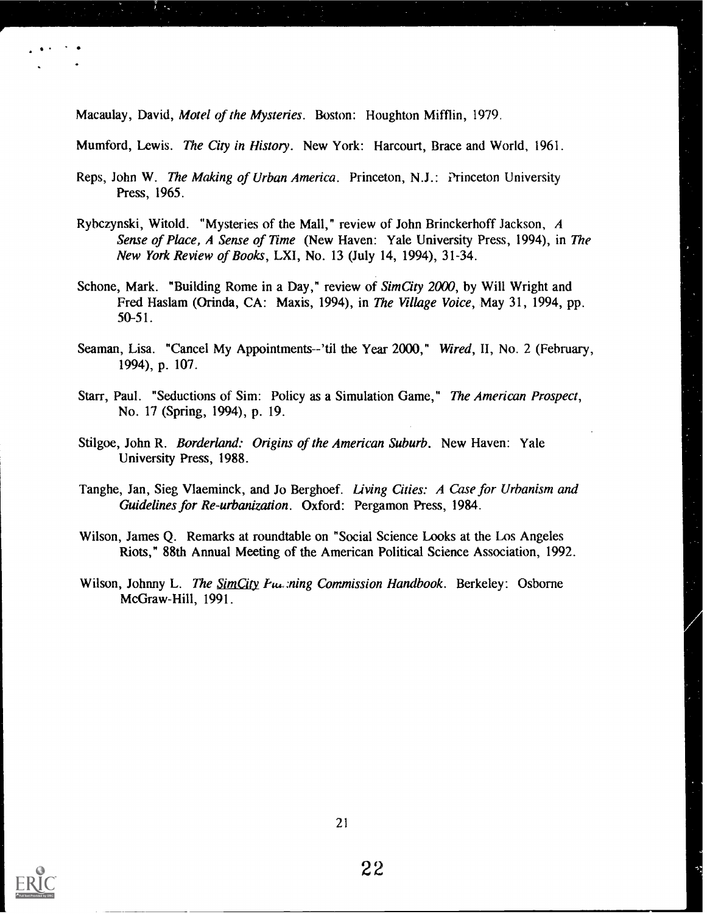Macaulay, David, *Motel of the Mysteries*. Boston: Houghton Mifflin, 1979.

Mumford, Lewis. *The City in History*. New York: Harcourt, Brace and World, 1961.

Reps, John W. *The Making of Urban America*. Princeton, N.J.: Princeton University Press, 1965.

Rybczynski, Witold. "Mysteries of the Mall," review of John Brinckerhoff Jackson, *A Sense of Place, A Sense of Time* (New Haven: Yale University Press, 1994), in *The New York Review of Books*, LXI, No. 13 (July 14, 1994), 31-34.

Schone, Mark. "Building Rome in a Day," review of *SimCity 2000*, by Will Wright and Fred Haslam (Orinda, CA: Maxis, 1994), in *The Village Voice*, May 31, 1994, pp. 50-51.

Seaman, Lisa. "Cancel My Appointments--'til the Year 2000," *Wired*, II, No. 2 (February, 1994), p. 107.

Starr, Paul. "Seductions of Sim: Policy as a Simulation Game," *The American Prospect*, No. 17 (Spring, 1994), p. 19.

Stilgoe, John R. *Borderland: Origins of the American Suburb*. New Haven: Yale University Press, 1988.

Tanghe, Jan, Sieg Vlaeminck, and Jo Berghoef. *Living Cities: A Case for Urbanism and Guidelines for Re-urbanization*. Oxford: Pergamon Press, 1984.

Wilson, James Q. Remarks at roundtable on "Social Science Looks at the Los Angeles Riots," 88th Annual Meeting of the American Political Science Association, 1992.

Wilson, Johnny L. *The SimCity Planning Commission Handbook*. Berkeley: Osborne McGraw-Hill, 1991.